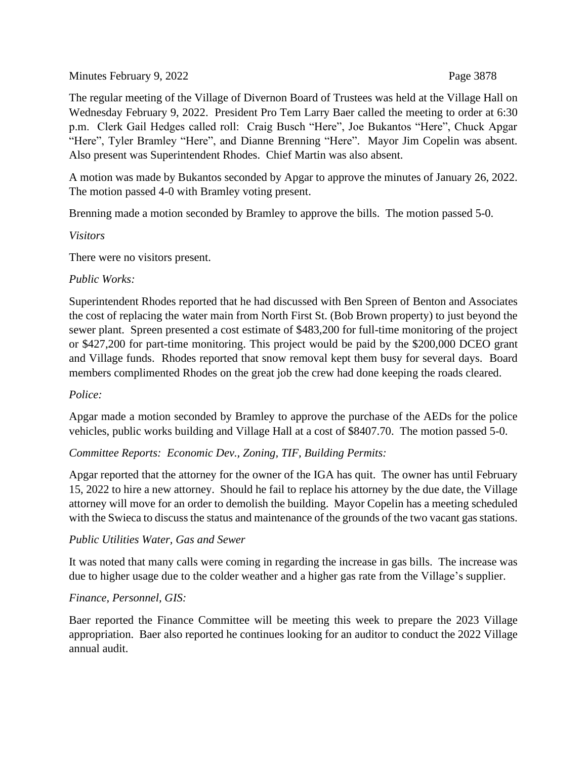The regular meeting of the Village of Divernon Board of Trustees was held at the Village Hall on Wednesday February 9, 2022. President Pro Tem Larry Baer called the meeting to order at 6:30 p.m. Clerk Gail Hedges called roll: Craig Busch "Here", Joe Bukantos "Here", Chuck Apgar "Here", Tyler Bramley "Here", and Dianne Brenning "Here". Mayor Jim Copelin was absent. Also present was Superintendent Rhodes. Chief Martin was also absent.

A motion was made by Bukantos seconded by Apgar to approve the minutes of January 26, 2022. The motion passed 4-0 with Bramley voting present.

Brenning made a motion seconded by Bramley to approve the bills. The motion passed 5-0.

*Visitors*

There were no visitors present.

*Public Works:*

Superintendent Rhodes reported that he had discussed with Ben Spreen of Benton and Associates the cost of replacing the water main from North First St. (Bob Brown property) to just beyond the sewer plant. Spreen presented a cost estimate of $483,200 for full-time monitoring of the project or $427,200 for part-time monitoring. This project would be paid by the $200,000 DCEO grant and Village funds. Rhodes reported that snow removal kept them busy for several days. Board members complimented Rhodes on the great job the crew had done keeping the roads cleared.

*Police:*

Apgar made a motion seconded by Bramley to approve the purchase of the AEDs for the police vehicles, public works building and Village Hall at a cost of $8407.70. The motion passed 5-0.

*Committee Reports: Economic Dev., Zoning, TIF, Building Permits:*

Apgar reported that the attorney for the owner of the IGA has quit. The owner has until February 15, 2022 to hire a new attorney. Should he fail to replace his attorney by the due date, the Village attorney will move for an order to demolish the building. Mayor Copelin has a meeting scheduled with the Swieca to discuss the status and maintenance of the grounds of the two vacant gas stations.

*Public Utilities Water, Gas and Sewer*

It was noted that many calls were coming in regarding the increase in gas bills. The increase was due to higher usage due to the colder weather and a higher gas rate from the Village's supplier.

*Finance, Personnel, GIS:*

Baer reported the Finance Committee will be meeting this week to prepare the 2023 Village appropriation. Baer also reported he continues looking for an auditor to conduct the 2022 Village annual audit.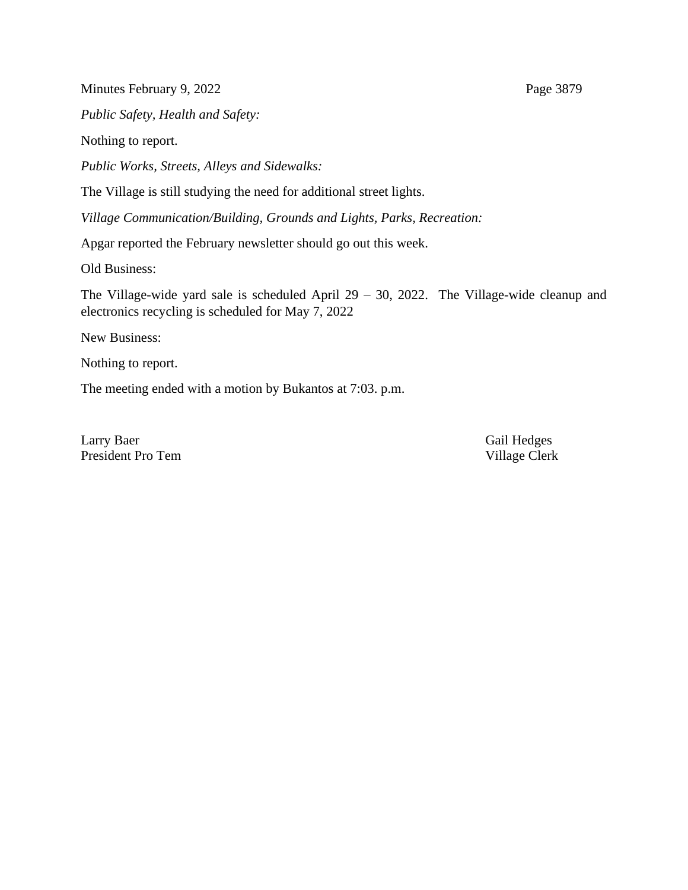*Public Safety, Health and Safety:*

Nothing to report.

*Public Works, Streets, Alleys and Sidewalks:*

The Village is still studying the need for additional street lights.

*Village Communication/Building, Grounds and Lights, Parks, Recreation:*

Apgar reported the February newsletter should go out this week.

Old Business:

The Village-wide yard sale is scheduled April 29 – 30, 2022. The Village-wide cleanup and electronics recycling is scheduled for May 7, 2022

New Business:

Nothing to report.

The meeting ended with a motion by Bukantos at 7:03. p.m.

Larry Baer
President Pro Tem

Gail Hedges
Village Clerk